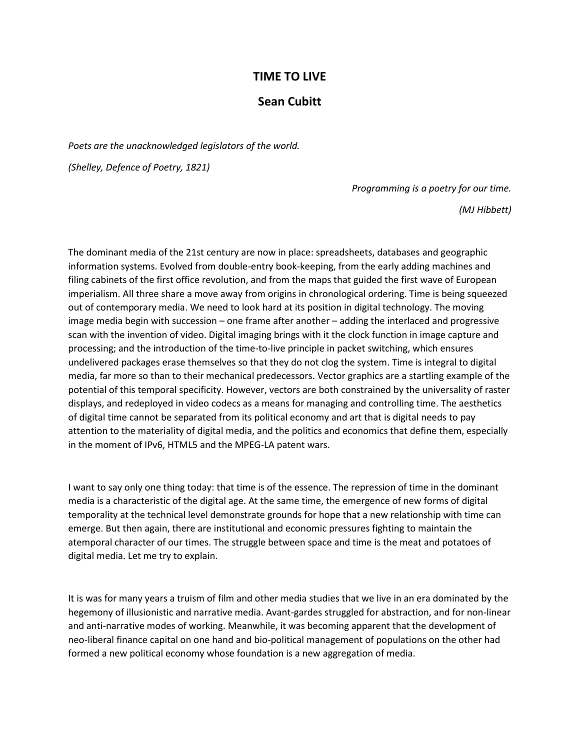# TIME TO LIVE

## Sean Cubitt

*Poets are the unacknowledged legislators of the world.*

*(Shelley, Defence of Poetry, 1821)*

*Programming is a poetry for our time.*

*(MJ Hibbett)*

The dominant media of the 21st century are now in place: spreadsheets, databases and geographic information systems. Evolved from double-entry book-keeping, from the early adding machines and filing cabinets of the first office revolution, and from the maps that guided the first wave of European imperialism. All three share a move away from origins in chronological ordering. Time is being squeezed out of contemporary media. We need to look hard at its position in digital technology. The moving image media begin with succession – one frame after another – adding the interlaced and progressive scan with the invention of video. Digital imaging brings with it the clock function in image capture and processing; and the introduction of the time-to-live principle in packet switching, which ensures undelivered packages erase themselves so that they do not clog the system. Time is integral to digital media, far more so than to their mechanical predecessors. Vector graphics are a startling example of the potential of this temporal specificity. However, vectors are both constrained by the universality of raster displays, and redeployed in video codecs as a means for managing and controlling time. The aesthetics of digital time cannot be separated from its political economy and art that is digital needs to pay attention to the materiality of digital media, and the politics and economics that define them, especially in the moment of IPv6, HTML5 and the MPEG-LA patent wars.

I want to say only one thing today: that time is of the essence. The repression of time in the dominant media is a characteristic of the digital age. At the same time, the emergence of new forms of digital temporality at the technical level demonstrate grounds for hope that a new relationship with time can emerge. But then again, there are institutional and economic pressures fighting to maintain the atemporal character of our times. The struggle between space and time is the meat and potatoes of digital media. Let me try to explain.

It is was for many years a truism of film and other media studies that we live in an era dominated by the hegemony of illusionistic and narrative media. Avant-gardes struggled for abstraction, and for non-linear and anti-narrative modes of working. Meanwhile, it was becoming apparent that the development of neo-liberal finance capital on one hand and bio-political management of populations on the other had formed a new political economy whose foundation is a new aggregation of media.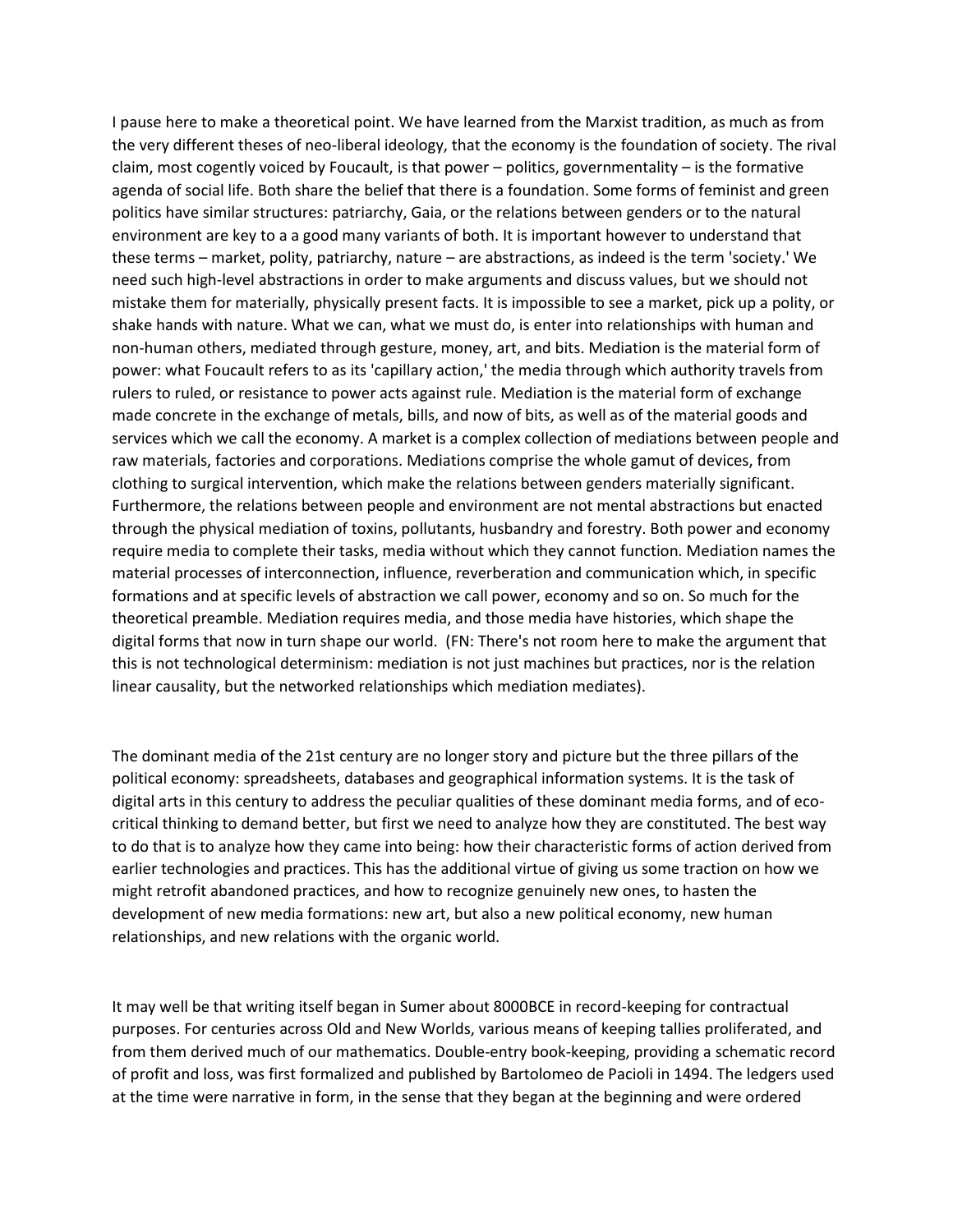I pause here to make a theoretical point. We have learned from the Marxist tradition, as much as from the very different theses of neo-liberal ideology, that the economy is the foundation of society. The rival claim, most cogently voiced by Foucault, is that power – politics, governmentality – is the formative agenda of social life. Both share the belief that there is a foundation. Some forms of feminist and green politics have similar structures: patriarchy, Gaia, or the relations between genders or to the natural environment are key to a a good many variants of both. It is important however to understand that these terms – market, polity, patriarchy, nature – are abstractions, as indeed is the term 'society.' We need such high-level abstractions in order to make arguments and discuss values, but we should not mistake them for materially, physically present facts. It is impossible to see a market, pick up a polity, or shake hands with nature. What we can, what we must do, is enter into relationships with human and non-human others, mediated through gesture, money, art, and bits. Mediation is the material form of power: what Foucault refers to as its 'capillary action,' the media through which authority travels from rulers to ruled, or resistance to power acts against rule. Mediation is the material form of exchange made concrete in the exchange of metals, bills, and now of bits, as well as of the material goods and services which we call the economy. A market is a complex collection of mediations between people and raw materials, factories and corporations. Mediations comprise the whole gamut of devices, from clothing to surgical intervention, which make the relations between genders materially significant. Furthermore, the relations between people and environment are not mental abstractions but enacted through the physical mediation of toxins, pollutants, husbandry and forestry. Both power and economy require media to complete their tasks, media without which they cannot function. Mediation names the material processes of interconnection, influence, reverberation and communication which, in specific formations and at specific levels of abstraction we call power, economy and so on. So much for the theoretical preamble. Mediation requires media, and those media have histories, which shape the digital forms that now in turn shape our world. (FN: There's not room here to make the argument that this is not technological determinism: mediation is not just machines but practices, nor is the relation linear causality, but the networked relationships which mediation mediates).

The dominant media of the 21st century are no longer story and picture but the three pillars of the political economy: spreadsheets, databases and geographical information systems. It is the task of digital arts in this century to address the peculiar qualities of these dominant media forms, and of eco-critical thinking to demand better, but first we need to analyze how they are constituted. The best way to do that is to analyze how they came into being: how their characteristic forms of action derived from earlier technologies and practices. This has the additional virtue of giving us some traction on how we might retrofit abandoned practices, and how to recognize genuinely new ones, to hasten the development of new media formations: new art, but also a new political economy, new human relationships, and new relations with the organic world.

It may well be that writing itself began in Sumer about 8000BCE in record-keeping for contractual purposes. For centuries across Old and New Worlds, various means of keeping tallies proliferated, and from them derived much of our mathematics. Double-entry book-keeping, providing a schematic record of profit and loss, was first formalized and published by Bartolomeo de Pacioli in 1494. The ledgers used at the time were narrative in form, in the sense that they began at the beginning and were ordered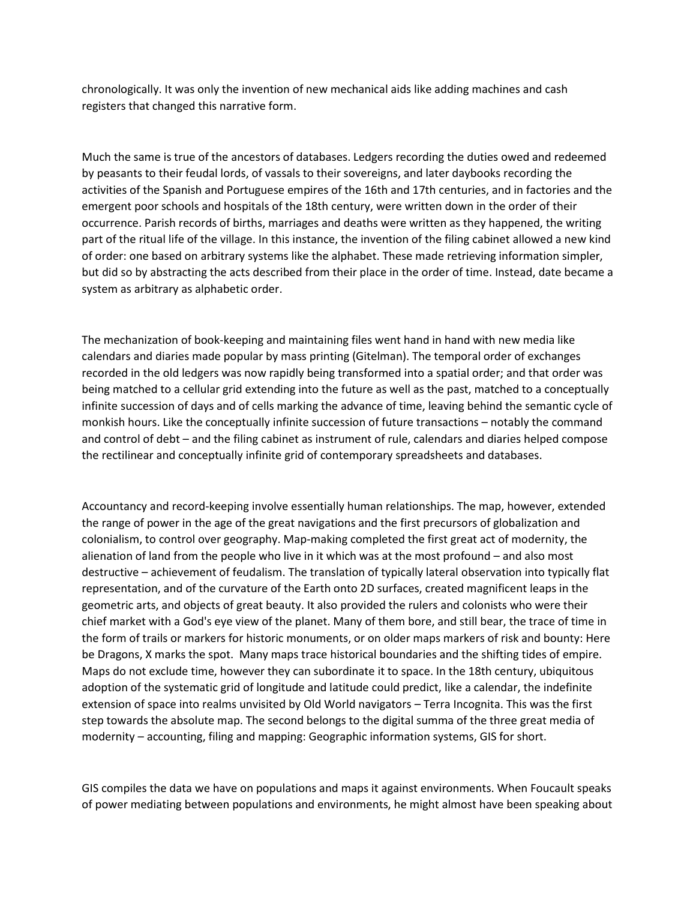chronologically. It was only the invention of new mechanical aids like adding machines and cash registers that changed this narrative form.

Much the same is true of the ancestors of databases. Ledgers recording the duties owed and redeemed by peasants to their feudal lords, of vassals to their sovereigns, and later daybooks recording the activities of the Spanish and Portuguese empires of the 16th and 17th centuries, and in factories and the emergent poor schools and hospitals of the 18th century, were written down in the order of their occurrence. Parish records of births, marriages and deaths were written as they happened, the writing part of the ritual life of the village. In this instance, the invention of the filing cabinet allowed a new kind of order: one based on arbitrary systems like the alphabet. These made retrieving information simpler, but did so by abstracting the acts described from their place in the order of time. Instead, date became a system as arbitrary as alphabetic order.

The mechanization of book-keeping and maintaining files went hand in hand with new media like calendars and diaries made popular by mass printing (Gitelman). The temporal order of exchanges recorded in the old ledgers was now rapidly being transformed into a spatial order; and that order was being matched to a cellular grid extending into the future as well as the past, matched to a conceptually infinite succession of days and of cells marking the advance of time, leaving behind the semantic cycle of monkish hours. Like the conceptually infinite succession of future transactions – notably the command and control of debt – and the filing cabinet as instrument of rule, calendars and diaries helped compose the rectilinear and conceptually infinite grid of contemporary spreadsheets and databases.

Accountancy and record-keeping involve essentially human relationships. The map, however, extended the range of power in the age of the great navigations and the first precursors of globalization and colonialism, to control over geography. Map-making completed the first great act of modernity, the alienation of land from the people who live in it which was at the most profound – and also most destructive – achievement of feudalism. The translation of typically lateral observation into typically flat representation, and of the curvature of the Earth onto 2D surfaces, created magnificent leaps in the geometric arts, and objects of great beauty. It also provided the rulers and colonists who were their chief market with a God's eye view of the planet. Many of them bore, and still bear, the trace of time in the form of trails or markers for historic monuments, or on older maps markers of risk and bounty: Here be Dragons, X marks the spot. Many maps trace historical boundaries and the shifting tides of empire. Maps do not exclude time, however they can subordinate it to space. In the 18th century, ubiquitous adoption of the systematic grid of longitude and latitude could predict, like a calendar, the indefinite extension of space into realms unvisited by Old World navigators – Terra Incognita. This was the first step towards the absolute map. The second belongs to the digital summa of the three great media of modernity – accounting, filing and mapping: Geographic information systems, GIS for short.

GIS compiles the data we have on populations and maps it against environments. When Foucault speaks of power mediating between populations and environments, he might almost have been speaking about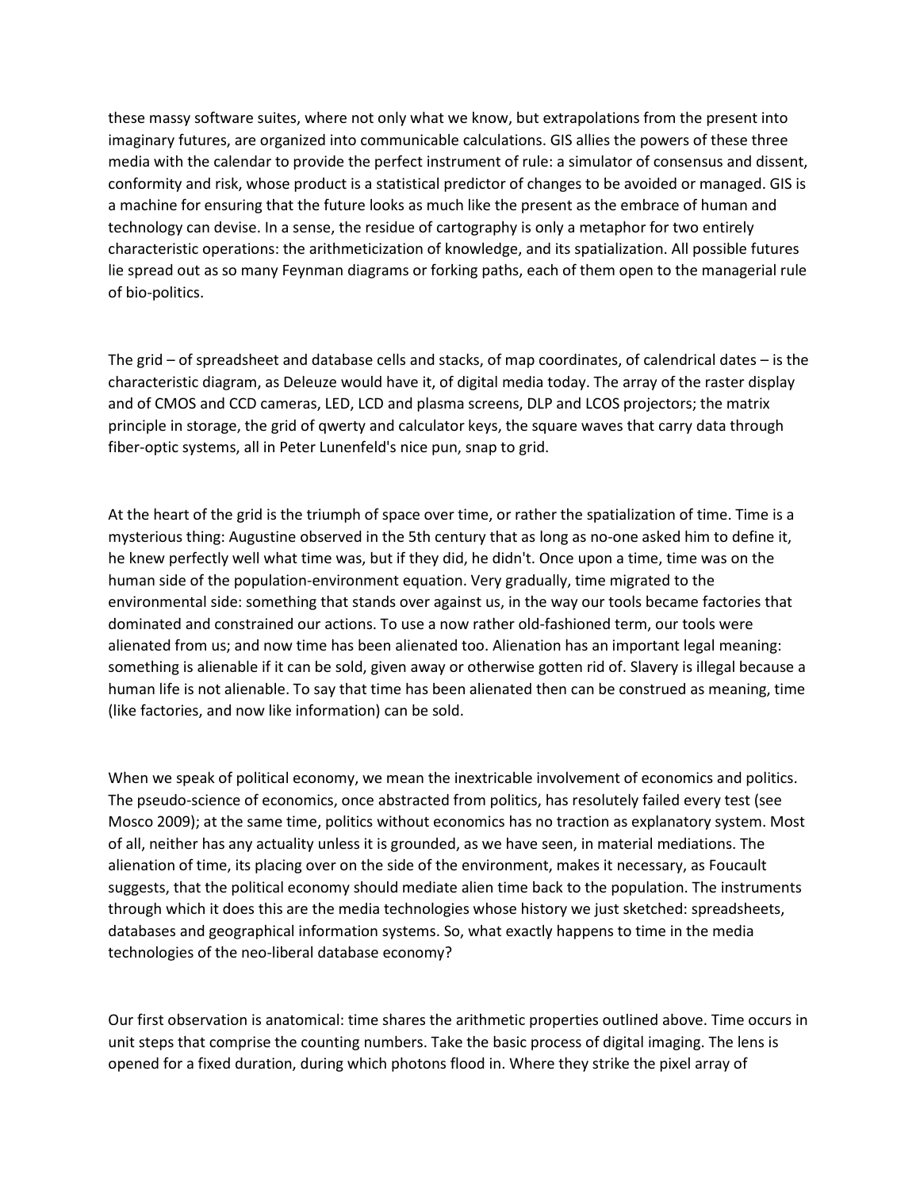these massy software suites, where not only what we know, but extrapolations from the present into imaginary futures, are organized into communicable calculations. GIS allies the powers of these three media with the calendar to provide the perfect instrument of rule: a simulator of consensus and dissent, conformity and risk, whose product is a statistical predictor of changes to be avoided or managed. GIS is a machine for ensuring that the future looks as much like the present as the embrace of human and technology can devise. In a sense, the residue of cartography is only a metaphor for two entirely characteristic operations: the arithmeticization of knowledge, and its spatialization. All possible futures lie spread out as so many Feynman diagrams or forking paths, each of them open to the managerial rule of bio-politics.

The grid – of spreadsheet and database cells and stacks, of map coordinates, of calendrical dates – is the characteristic diagram, as Deleuze would have it, of digital media today. The array of the raster display and of CMOS and CCD cameras, LED, LCD and plasma screens, DLP and LCOS projectors; the matrix principle in storage, the grid of qwerty and calculator keys, the square waves that carry data through fiber-optic systems, all in Peter Lunenfeld's nice pun, snap to grid.

At the heart of the grid is the triumph of space over time, or rather the spatialization of time. Time is a mysterious thing: Augustine observed in the 5th century that as long as no-one asked him to define it, he knew perfectly well what time was, but if they did, he didn't. Once upon a time, time was on the human side of the population-environment equation. Very gradually, time migrated to the environmental side: something that stands over against us, in the way our tools became factories that dominated and constrained our actions. To use a now rather old-fashioned term, our tools were alienated from us; and now time has been alienated too. Alienation has an important legal meaning: something is alienable if it can be sold, given away or otherwise gotten rid of. Slavery is illegal because a human life is not alienable. To say that time has been alienated then can be construed as meaning, time (like factories, and now like information) can be sold.

When we speak of political economy, we mean the inextricable involvement of economics and politics. The pseudo-science of economics, once abstracted from politics, has resolutely failed every test (see Mosco 2009); at the same time, politics without economics has no traction as explanatory system. Most of all, neither has any actuality unless it is grounded, as we have seen, in material mediations. The alienation of time, its placing over on the side of the environment, makes it necessary, as Foucault suggests, that the political economy should mediate alien time back to the population. The instruments through which it does this are the media technologies whose history we just sketched: spreadsheets, databases and geographical information systems. So, what exactly happens to time in the media technologies of the neo-liberal database economy?

Our first observation is anatomical: time shares the arithmetic properties outlined above. Time occurs in unit steps that comprise the counting numbers. Take the basic process of digital imaging. The lens is opened for a fixed duration, during which photons flood in. Where they strike the pixel array of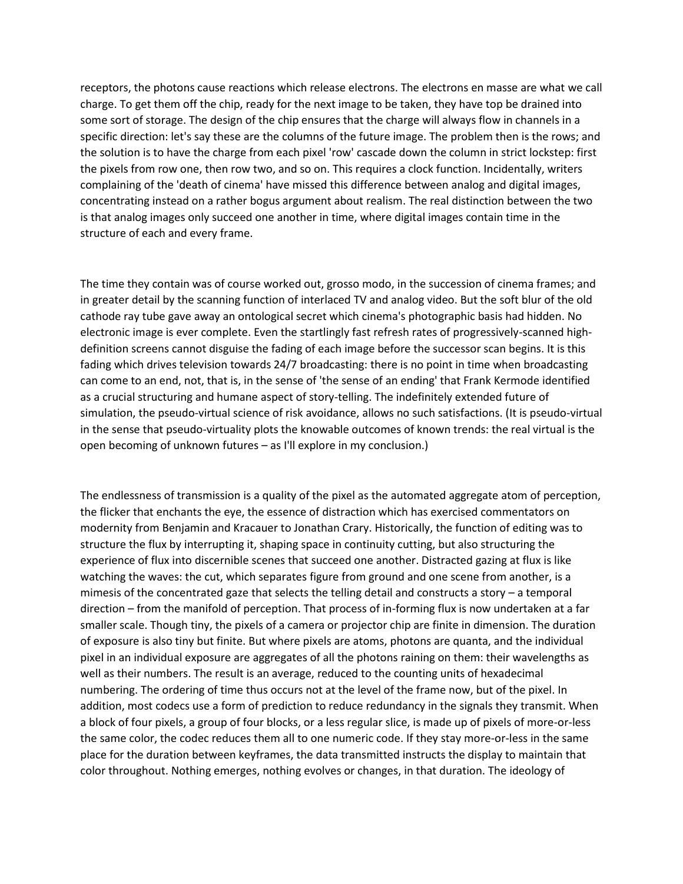receptors, the photons cause reactions which release electrons. The electrons en masse are what we call charge. To get them off the chip, ready for the next image to be taken, they have top be drained into some sort of storage. The design of the chip ensures that the charge will always flow in channels in a specific direction: let's say these are the columns of the future image. The problem then is the rows; and the solution is to have the charge from each pixel 'row' cascade down the column in strict lockstep: first the pixels from row one, then row two, and so on. This requires a clock function. Incidentally, writers complaining of the 'death of cinema' have missed this difference between analog and digital images, concentrating instead on a rather bogus argument about realism. The real distinction between the two is that analog images only succeed one another in time, where digital images contain time in the structure of each and every frame.

The time they contain was of course worked out, grosso modo, in the succession of cinema frames; and in greater detail by the scanning function of interlaced TV and analog video. But the soft blur of the old cathode ray tube gave away an ontological secret which cinema's photographic basis had hidden. No electronic image is ever complete. Even the startlingly fast refresh rates of progressively-scanned high-definition screens cannot disguise the fading of each image before the successor scan begins. It is this fading which drives television towards 24/7 broadcasting: there is no point in time when broadcasting can come to an end, not, that is, in the sense of 'the sense of an ending' that Frank Kermode identified as a crucial structuring and humane aspect of story-telling. The indefinitely extended future of simulation, the pseudo-virtual science of risk avoidance, allows no such satisfactions. (It is pseudo-virtual in the sense that pseudo-virtuality plots the knowable outcomes of known trends: the real virtual is the open becoming of unknown futures – as I'll explore in my conclusion.)

The endlessness of transmission is a quality of the pixel as the automated aggregate atom of perception, the flicker that enchants the eye, the essence of distraction which has exercised commentators on modernity from Benjamin and Kracauer to Jonathan Crary. Historically, the function of editing was to structure the flux by interrupting it, shaping space in continuity cutting, but also structuring the experience of flux into discernible scenes that succeed one another. Distracted gazing at flux is like watching the waves: the cut, which separates figure from ground and one scene from another, is a mimesis of the concentrated gaze that selects the telling detail and constructs a story – a temporal direction – from the manifold of perception. That process of in-forming flux is now undertaken at a far smaller scale. Though tiny, the pixels of a camera or projector chip are finite in dimension. The duration of exposure is also tiny but finite. But where pixels are atoms, photons are quanta, and the individual pixel in an individual exposure are aggregates of all the photons raining on them: their wavelengths as well as their numbers. The result is an average, reduced to the counting units of hexadecimal numbering. The ordering of time thus occurs not at the level of the frame now, but of the pixel. In addition, most codecs use a form of prediction to reduce redundancy in the signals they transmit. When a block of four pixels, a group of four blocks, or a less regular slice, is made up of pixels of more-or-less the same color, the codec reduces them all to one numeric code. If they stay more-or-less in the same place for the duration between keyframes, the data transmitted instructs the display to maintain that color throughout. Nothing emerges, nothing evolves or changes, in that duration. The ideology of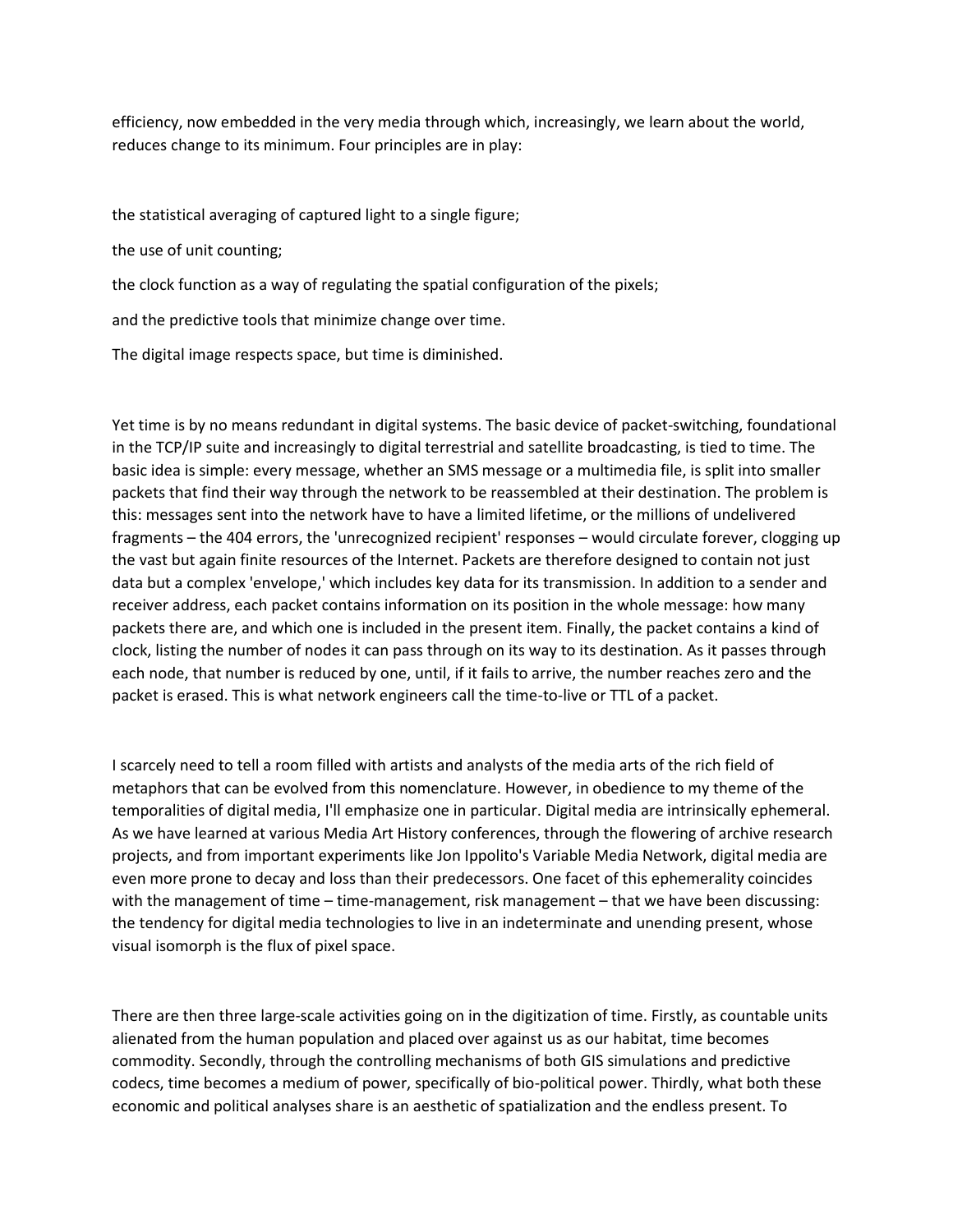efficiency, now embedded in the very media through which, increasingly, we learn about the world, reduces change to its minimum. Four principles are in play:

the statistical averaging of captured light to a single figure;

the use of unit counting;

the clock function as a way of regulating the spatial configuration of the pixels;

and the predictive tools that minimize change over time.

The digital image respects space, but time is diminished.

Yet time is by no means redundant in digital systems. The basic device of packet-switching, foundational in the TCP/IP suite and increasingly to digital terrestrial and satellite broadcasting, is tied to time. The basic idea is simple: every message, whether an SMS message or a multimedia file, is split into smaller packets that find their way through the network to be reassembled at their destination. The problem is this: messages sent into the network have to have a limited lifetime, or the millions of undelivered fragments – the 404 errors, the 'unrecognized recipient' responses – would circulate forever, clogging up the vast but again finite resources of the Internet. Packets are therefore designed to contain not just data but a complex 'envelope,' which includes key data for its transmission. In addition to a sender and receiver address, each packet contains information on its position in the whole message: how many packets there are, and which one is included in the present item. Finally, the packet contains a kind of clock, listing the number of nodes it can pass through on its way to its destination. As it passes through each node, that number is reduced by one, until, if it fails to arrive, the number reaches zero and the packet is erased. This is what network engineers call the time-to-live or TTL of a packet.

I scarcely need to tell a room filled with artists and analysts of the media arts of the rich field of metaphors that can be evolved from this nomenclature. However, in obedience to my theme of the temporalities of digital media, I'll emphasize one in particular. Digital media are intrinsically ephemeral. As we have learned at various Media Art History conferences, through the flowering of archive research projects, and from important experiments like Jon Ippolito's Variable Media Network, digital media are even more prone to decay and loss than their predecessors. One facet of this ephemerality coincides with the management of time – time-management, risk management – that we have been discussing: the tendency for digital media technologies to live in an indeterminate and unending present, whose visual isomorph is the flux of pixel space.

There are then three large-scale activities going on in the digitization of time. Firstly, as countable units alienated from the human population and placed over against us as our habitat, time becomes commodity. Secondly, through the controlling mechanisms of both GIS simulations and predictive codecs, time becomes a medium of power, specifically of bio-political power. Thirdly, what both these economic and political analyses share is an aesthetic of spatialization and the endless present. To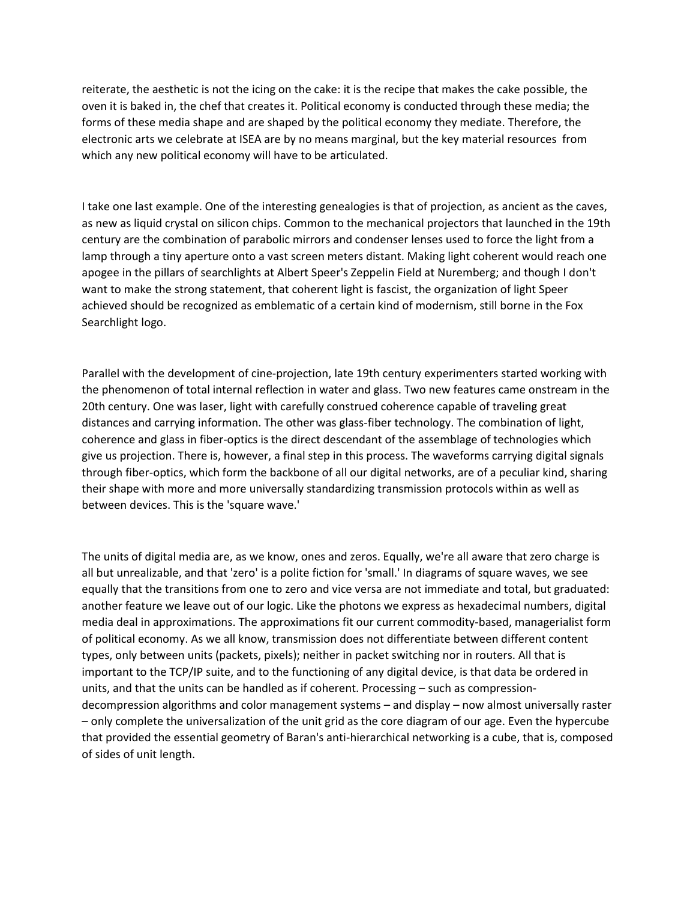reiterate, the aesthetic is not the icing on the cake: it is the recipe that makes the cake possible, the oven it is baked in, the chef that creates it. Political economy is conducted through these media; the forms of these media shape and are shaped by the political economy they mediate. Therefore, the electronic arts we celebrate at ISEA are by no means marginal, but the key material resources from which any new political economy will have to be articulated.

I take one last example. One of the interesting genealogies is that of projection, as ancient as the caves, as new as liquid crystal on silicon chips. Common to the mechanical projectors that launched in the 19th century are the combination of parabolic mirrors and condenser lenses used to force the light from a lamp through a tiny aperture onto a vast screen meters distant. Making light coherent would reach one apogee in the pillars of searchlights at Albert Speer's Zeppelin Field at Nuremberg; and though I don't want to make the strong statement, that coherent light is fascist, the organization of light Speer achieved should be recognized as emblematic of a certain kind of modernism, still borne in the Fox Searchlight logo.

Parallel with the development of cine-projection, late 19th century experimenters started working with the phenomenon of total internal reflection in water and glass. Two new features came onstream in the 20th century. One was laser, light with carefully construed coherence capable of traveling great distances and carrying information. The other was glass-fiber technology. The combination of light, coherence and glass in fiber-optics is the direct descendant of the assemblage of technologies which give us projection. There is, however, a final step in this process. The waveforms carrying digital signals through fiber-optics, which form the backbone of all our digital networks, are of a peculiar kind, sharing their shape with more and more universally standardizing transmission protocols within as well as between devices. This is the 'square wave.'

The units of digital media are, as we know, ones and zeros. Equally, we're all aware that zero charge is all but unrealizable, and that 'zero' is a polite fiction for 'small.' In diagrams of square waves, we see equally that the transitions from one to zero and vice versa are not immediate and total, but graduated: another feature we leave out of our logic. Like the photons we express as hexadecimal numbers, digital media deal in approximations. The approximations fit our current commodity-based, managerialist form of political economy. As we all know, transmission does not differentiate between different content types, only between units (packets, pixels); neither in packet switching nor in routers. All that is important to the TCP/IP suite, and to the functioning of any digital device, is that data be ordered in units, and that the units can be handled as if coherent. Processing – such as compression-decompression algorithms and color management systems – and display – now almost universally raster – only complete the universalization of the unit grid as the core diagram of our age. Even the hypercube that provided the essential geometry of Baran's anti-hierarchical networking is a cube, that is, composed of sides of unit length.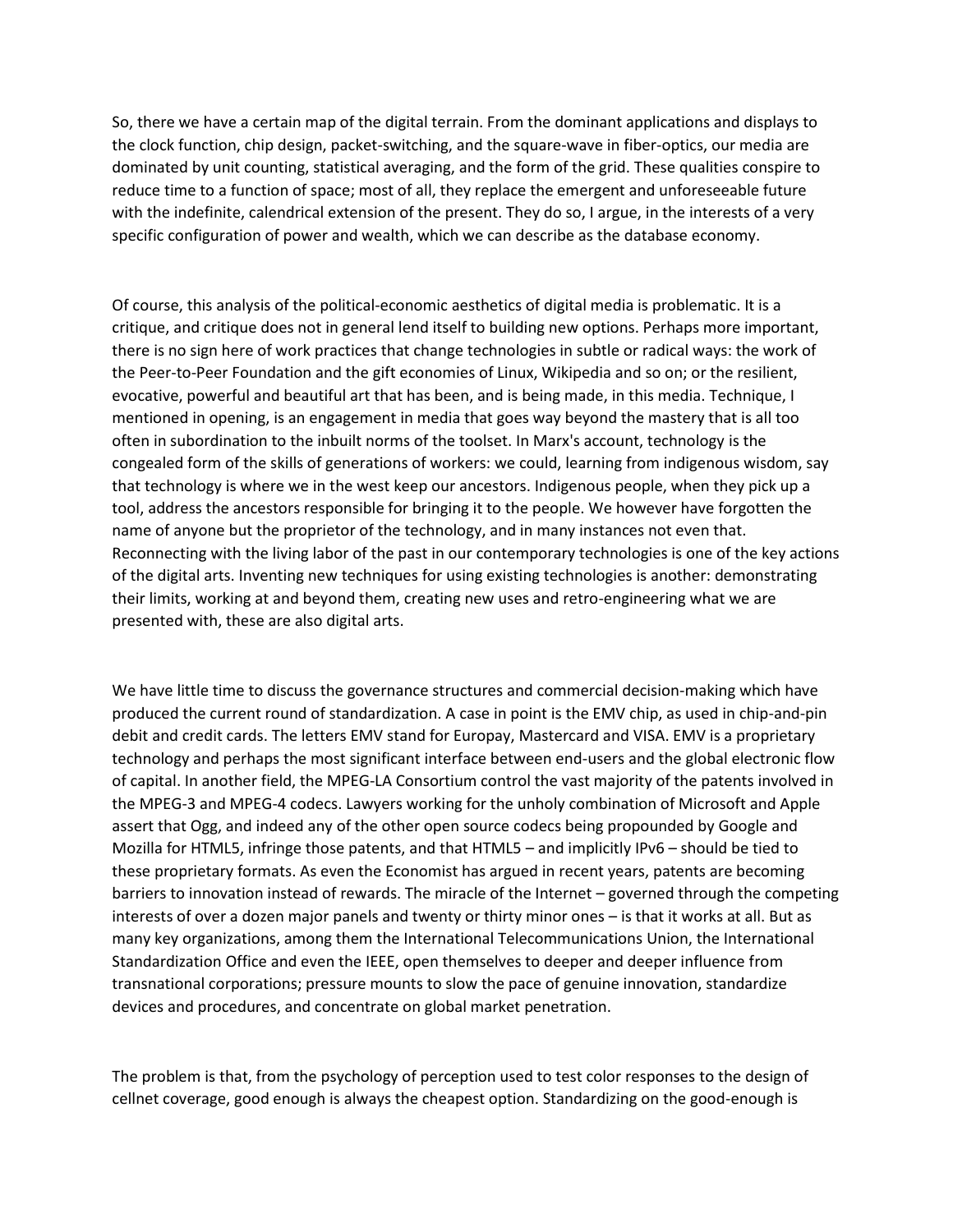So, there we have a certain map of the digital terrain. From the dominant applications and displays to the clock function, chip design, packet-switching, and the square-wave in fiber-optics, our media are dominated by unit counting, statistical averaging, and the form of the grid. These qualities conspire to reduce time to a function of space; most of all, they replace the emergent and unforeseeable future with the indefinite, calendrical extension of the present. They do so, I argue, in the interests of a very specific configuration of power and wealth, which we can describe as the database economy.

Of course, this analysis of the political-economic aesthetics of digital media is problematic. It is a critique, and critique does not in general lend itself to building new options. Perhaps more important, there is no sign here of work practices that change technologies in subtle or radical ways: the work of the Peer-to-Peer Foundation and the gift economies of Linux, Wikipedia and so on; or the resilient, evocative, powerful and beautiful art that has been, and is being made, in this media. Technique, I mentioned in opening, is an engagement in media that goes way beyond the mastery that is all too often in subordination to the inbuilt norms of the toolset. In Marx's account, technology is the congealed form of the skills of generations of workers: we could, learning from indigenous wisdom, say that technology is where we in the west keep our ancestors. Indigenous people, when they pick up a tool, address the ancestors responsible for bringing it to the people. We however have forgotten the name of anyone but the proprietor of the technology, and in many instances not even that. Reconnecting with the living labor of the past in our contemporary technologies is one of the key actions of the digital arts. Inventing new techniques for using existing technologies is another: demonstrating their limits, working at and beyond them, creating new uses and retro-engineering what we are presented with, these are also digital arts.

We have little time to discuss the governance structures and commercial decision-making which have produced the current round of standardization. A case in point is the EMV chip, as used in chip-and-pin debit and credit cards. The letters EMV stand for Europay, Mastercard and VISA. EMV is a proprietary technology and perhaps the most significant interface between end-users and the global electronic flow of capital. In another field, the MPEG-LA Consortium control the vast majority of the patents involved in the MPEG-3 and MPEG-4 codecs. Lawyers working for the unholy combination of Microsoft and Apple assert that Ogg, and indeed any of the other open source codecs being propounded by Google and Mozilla for HTML5, infringe those patents, and that HTML5 – and implicitly IPv6 – should be tied to these proprietary formats. As even the Economist has argued in recent years, patents are becoming barriers to innovation instead of rewards. The miracle of the Internet – governed through the competing interests of over a dozen major panels and twenty or thirty minor ones – is that it works at all. But as many key organizations, among them the International Telecommunications Union, the International Standardization Office and even the IEEE, open themselves to deeper and deeper influence from transnational corporations; pressure mounts to slow the pace of genuine innovation, standardize devices and procedures, and concentrate on global market penetration.

The problem is that, from the psychology of perception used to test color responses to the design of cellnet coverage, good enough is always the cheapest option. Standardizing on the good-enough is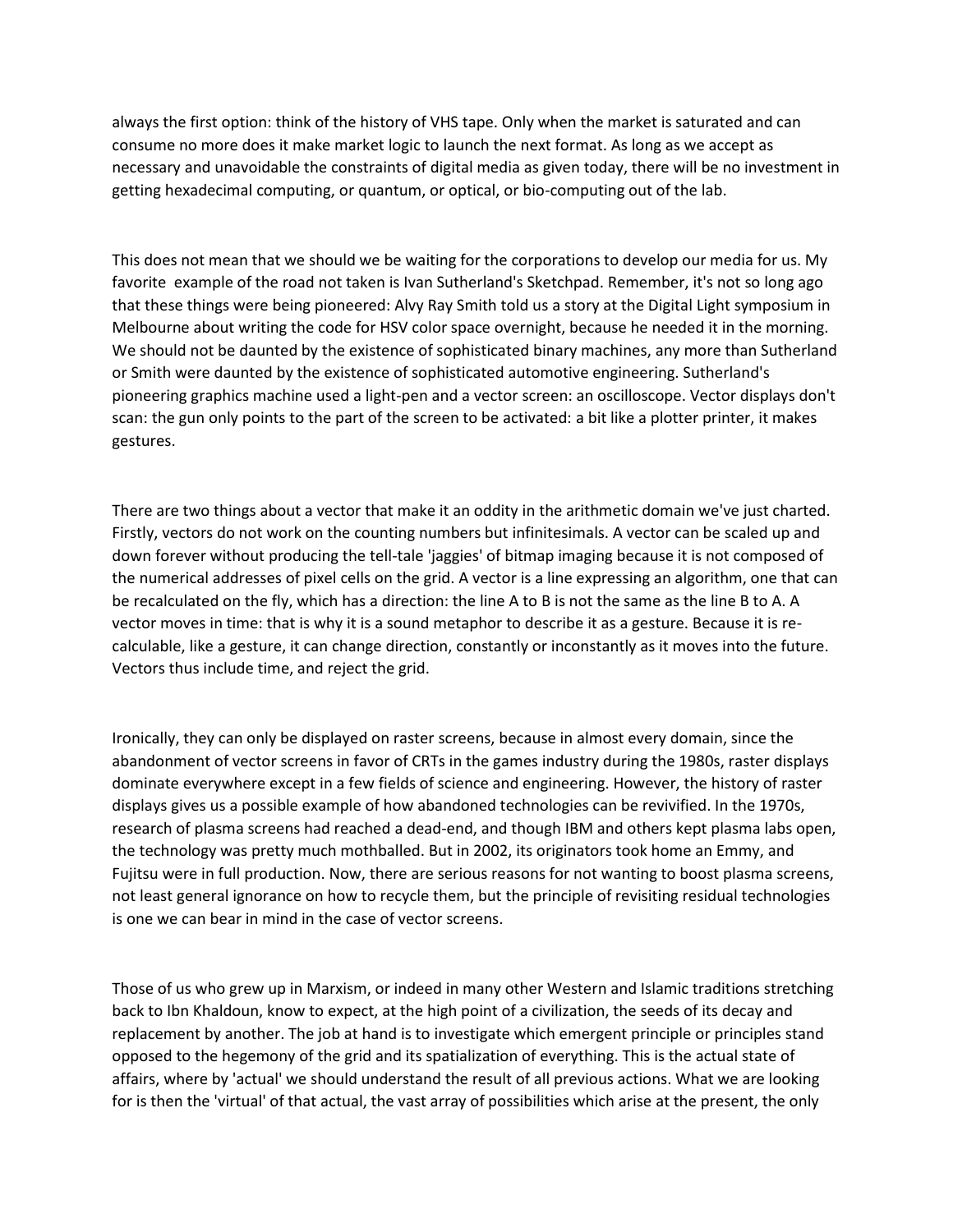always the first option: think of the history of VHS tape. Only when the market is saturated and can consume no more does it make market logic to launch the next format. As long as we accept as necessary and unavoidable the constraints of digital media as given today, there will be no investment in getting hexadecimal computing, or quantum, or optical, or bio-computing out of the lab.

This does not mean that we should we be waiting for the corporations to develop our media for us. My favorite example of the road not taken is Ivan Sutherland's Sketchpad. Remember, it's not so long ago that these things were being pioneered: Alvy Ray Smith told us a story at the Digital Light symposium in Melbourne about writing the code for HSV color space overnight, because he needed it in the morning. We should not be daunted by the existence of sophisticated binary machines, any more than Sutherland or Smith were daunted by the existence of sophisticated automotive engineering. Sutherland's pioneering graphics machine used a light-pen and a vector screen: an oscilloscope. Vector displays don't scan: the gun only points to the part of the screen to be activated: a bit like a plotter printer, it makes gestures.

There are two things about a vector that make it an oddity in the arithmetic domain we've just charted. Firstly, vectors do not work on the counting numbers but infinitesimals. A vector can be scaled up and down forever without producing the tell-tale 'jaggies' of bitmap imaging because it is not composed of the numerical addresses of pixel cells on the grid. A vector is a line expressing an algorithm, one that can be recalculated on the fly, which has a direction: the line A to B is not the same as the line B to A. A vector moves in time: that is why it is a sound metaphor to describe it as a gesture. Because it is re-calculable, like a gesture, it can change direction, constantly or inconstantly as it moves into the future. Vectors thus include time, and reject the grid.

Ironically, they can only be displayed on raster screens, because in almost every domain, since the abandonment of vector screens in favor of CRTs in the games industry during the 1980s, raster displays dominate everywhere except in a few fields of science and engineering. However, the history of raster displays gives us a possible example of how abandoned technologies can be revivified. In the 1970s, research of plasma screens had reached a dead-end, and though IBM and others kept plasma labs open, the technology was pretty much mothballed. But in 2002, its originators took home an Emmy, and Fujitsu were in full production. Now, there are serious reasons for not wanting to boost plasma screens, not least general ignorance on how to recycle them, but the principle of revisiting residual technologies is one we can bear in mind in the case of vector screens.

Those of us who grew up in Marxism, or indeed in many other Western and Islamic traditions stretching back to Ibn Khaldoun, know to expect, at the high point of a civilization, the seeds of its decay and replacement by another. The job at hand is to investigate which emergent principle or principles stand opposed to the hegemony of the grid and its spatialization of everything. This is the actual state of affairs, where by 'actual' we should understand the result of all previous actions. What we are looking for is then the 'virtual' of that actual, the vast array of possibilities which arise at the present, the only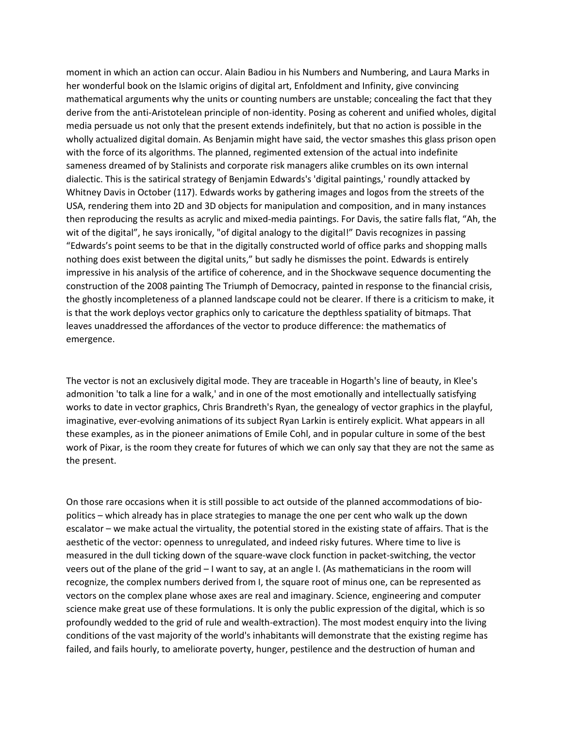moment in which an action can occur. Alain Badiou in his Numbers and Numbering, and Laura Marks in her wonderful book on the Islamic origins of digital art, Enfoldment and Infinity, give convincing mathematical arguments why the units or counting numbers are unstable; concealing the fact that they derive from the anti-Aristotelean principle of non-identity. Posing as coherent and unified wholes, digital media persuade us not only that the present extends indefinitely, but that no action is possible in the wholly actualized digital domain. As Benjamin might have said, the vector smashes this glass prison open with the force of its algorithms. The planned, regimented extension of the actual into indefinite sameness dreamed of by Stalinists and corporate risk managers alike crumbles on its own internal dialectic. This is the satirical strategy of Benjamin Edwards's 'digital paintings,' roundly attacked by Whitney Davis in October (117). Edwards works by gathering images and logos from the streets of the USA, rendering them into 2D and 3D objects for manipulation and composition, and in many instances then reproducing the results as acrylic and mixed-media paintings. For Davis, the satire falls flat, "Ah, the wit of the digital", he says ironically, "of digital analogy to the digital!" Davis recognizes in passing "Edwards's point seems to be that in the digitally constructed world of office parks and shopping malls nothing does exist between the digital units," but sadly he dismisses the point. Edwards is entirely impressive in his analysis of the artifice of coherence, and in the Shockwave sequence documenting the construction of the 2008 painting The Triumph of Democracy, painted in response to the financial crisis, the ghostly incompleteness of a planned landscape could not be clearer. If there is a criticism to make, it is that the work deploys vector graphics only to caricature the depthless spatiality of bitmaps. That leaves unaddressed the affordances of the vector to produce difference: the mathematics of emergence.

The vector is not an exclusively digital mode. They are traceable in Hogarth's line of beauty, in Klee's admonition 'to talk a line for a walk,' and in one of the most emotionally and intellectually satisfying works to date in vector graphics, Chris Brandreth's Ryan, the genealogy of vector graphics in the playful, imaginative, ever-evolving animations of its subject Ryan Larkin is entirely explicit. What appears in all these examples, as in the pioneer animations of Emile Cohl, and in popular culture in some of the best work of Pixar, is the room they create for futures of which we can only say that they are not the same as the present.

On those rare occasions when it is still possible to act outside of the planned accommodations of bio-politics – which already has in place strategies to manage the one per cent who walk up the down escalator – we make actual the virtuality, the potential stored in the existing state of affairs. That is the aesthetic of the vector: openness to unregulated, and indeed risky futures. Where time to live is measured in the dull ticking down of the square-wave clock function in packet-switching, the vector veers out of the plane of the grid – I want to say, at an angle I. (As mathematicians in the room will recognize, the complex numbers derived from I, the square root of minus one, can be represented as vectors on the complex plane whose axes are real and imaginary. Science, engineering and computer science make great use of these formulations. It is only the public expression of the digital, which is so profoundly wedded to the grid of rule and wealth-extraction). The most modest enquiry into the living conditions of the vast majority of the world's inhabitants will demonstrate that the existing regime has failed, and fails hourly, to ameliorate poverty, hunger, pestilence and the destruction of human and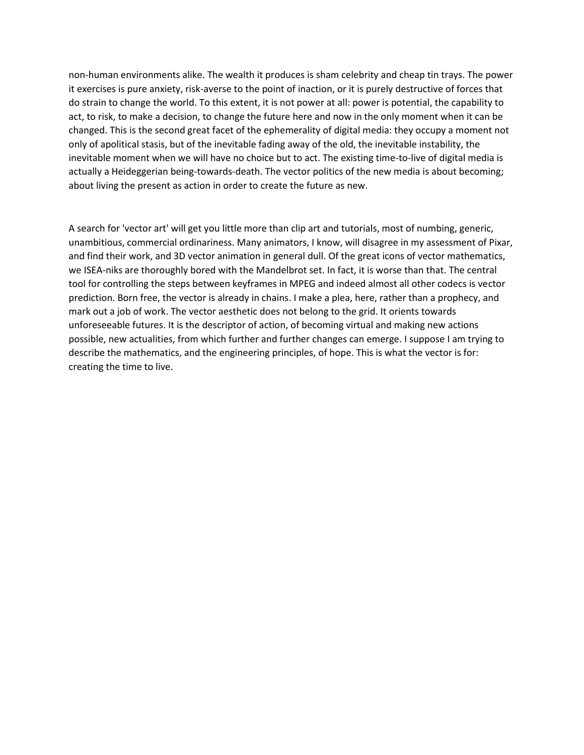non-human environments alike. The wealth it produces is sham celebrity and cheap tin trays. The power it exercises is pure anxiety, risk-averse to the point of inaction, or it is purely destructive of forces that do strain to change the world. To this extent, it is not power at all: power is potential, the capability to act, to risk, to make a decision, to change the future here and now in the only moment when it can be changed. This is the second great facet of the ephemerality of digital media: they occupy a moment not only of apolitical stasis, but of the inevitable fading away of the old, the inevitable instability, the inevitable moment when we will have no choice but to act. The existing time-to-live of digital media is actually a Heideggerian being-towards-death. The vector politics of the new media is about becoming; about living the present as action in order to create the future as new.

A search for 'vector art' will get you little more than clip art and tutorials, most of numbing, generic, unambitious, commercial ordinariness. Many animators, I know, will disagree in my assessment of Pixar, and find their work, and 3D vector animation in general dull. Of the great icons of vector mathematics, we ISEA-niks are thoroughly bored with the Mandelbrot set. In fact, it is worse than that. The central tool for controlling the steps between keyframes in MPEG and indeed almost all other codecs is vector prediction. Born free, the vector is already in chains. I make a plea, here, rather than a prophecy, and mark out a job of work. The vector aesthetic does not belong to the grid. It orients towards unforeseeable futures. It is the descriptor of action, of becoming virtual and making new actions possible, new actualities, from which further and further changes can emerge. I suppose I am trying to describe the mathematics, and the engineering principles, of hope. This is what the vector is for: creating the time to live.